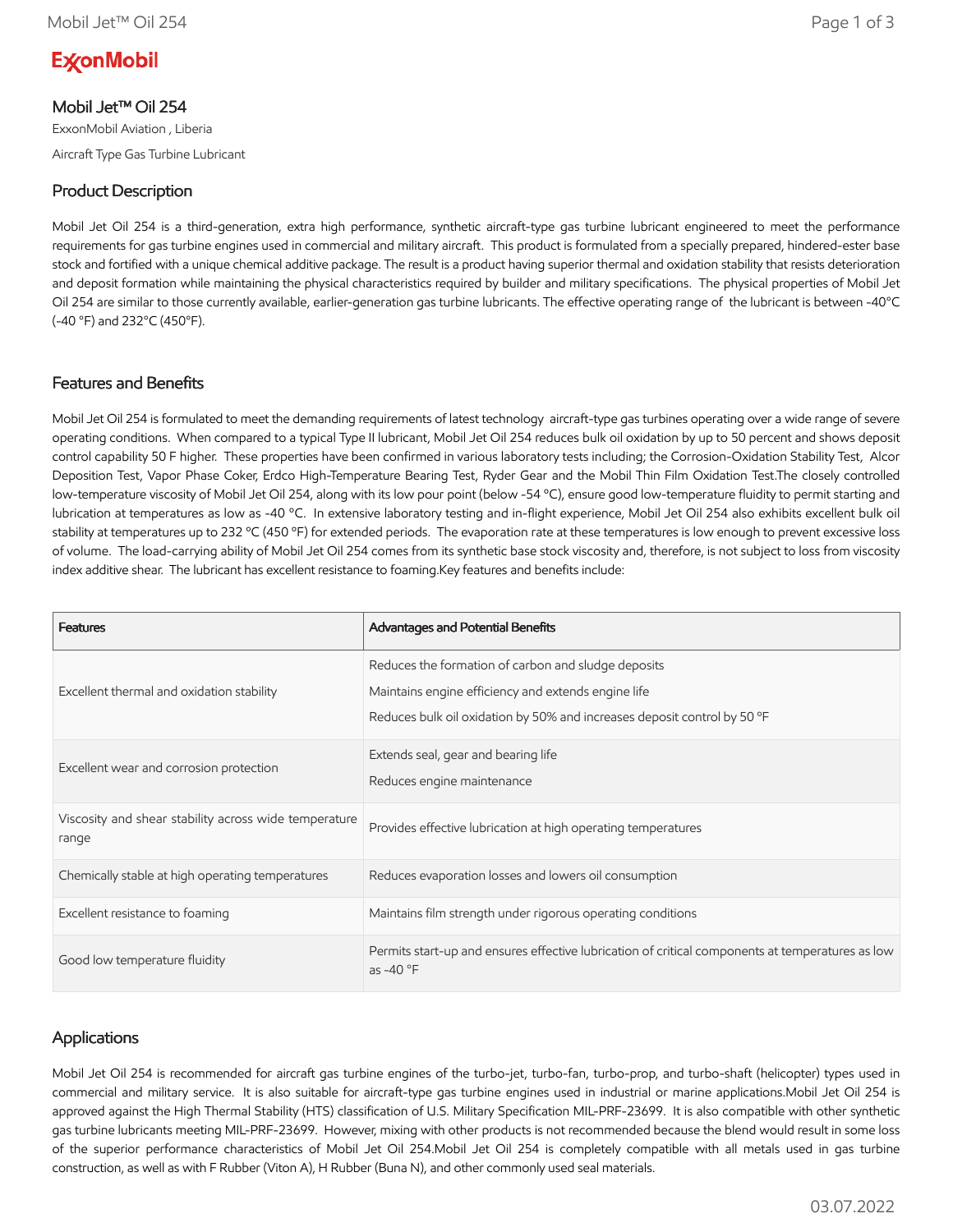ExxonMobil

# Mobil Jet™ Oil 254

ExxonMobil Aviation , Liberia

Aircraft Type Gas Turbine Lubricant

## Product Description

Mobil Jet Oil 254 is a third-generation, extra high performance, synthetic aircraft-type gas turbine lubricant engineered to meet the performance requirements for gas turbine engines used in commercial and military aircraft. This product is formulated from a specially prepared, hindered-ester base stock and fortified with a unique chemical additive package. The result is a product having superior thermal and oxidation stability that resists deterioration and deposit formation while maintaining the physical characteristics required by builder and military specifications. The physical properties of Mobil Jet Oil 254 are similar to those currently available, earlier-generation gas turbine lubricants. The effective operating range of the lubricant is between -40°C (-40 °F) and 232°C (450°F).

## Features and Benefits

Mobil Jet Oil 254 is formulated to meet the demanding requirements of latest technology aircraft-type gas turbines operating over a wide range of severe operating conditions. When compared to a typical Type II lubricant, Mobil Jet Oil 254 reduces bulk oil oxidation by up to 50 percent and shows deposit control capability 50 F higher. These properties have been confirmed in various laboratory tests including; the Corrosion-Oxidation Stability Test, Alcor Deposition Test, Vapor Phase Coker, Erdco High-Temperature Bearing Test, Ryder Gear and the Mobil Thin Film Oxidation Test.The closely controlled low-temperature viscosity of Mobil Jet Oil 254, along with its low pour point (below -54 °C), ensure good low-temperature fluidity to permit starting and lubrication at temperatures as low as -40 °C. In extensive laboratory testing and in-flight experience, Mobil Jet Oil 254 also exhibits excellent bulk oil stability at temperatures up to 232 °C (450 °F) for extended periods. The evaporation rate at these temperatures is low enough to prevent excessive loss of volume. The load-carrying ability of Mobil Jet Oil 254 comes from its synthetic base stock viscosity and, therefore, is not subject to loss from viscosity index additive shear. The lubricant has excellent resistance to foaming.Key features and benefits include:

| Features | Advantages and Potential Benefits |
|---|---|
| Excellent thermal and oxidation stability | Reduces the formation of carbon and sludge deposits<br>Maintains engine efficiency and extends engine life<br>Reduces bulk oil oxidation by 50% and increases deposit control by 50 ºF |
| Excellent wear and corrosion protection | Extends seal, gear and bearing life<br>Reduces engine maintenance |
| Viscosity and shear stability across wide temperature range | Provides effective lubrication at high operating temperatures |
| Chemically stable at high operating temperatures | Reduces evaporation losses and lowers oil consumption |
| Excellent resistance to foaming | Maintains film strength under rigorous operating conditions |
| Good low temperature fluidity | Permits start-up and ensures effective lubrication of critical components at temperatures as low as -40 °F |

## Applications

Mobil Jet Oil 254 is recommended for aircraft gas turbine engines of the turbo-jet, turbo-fan, turbo-prop, and turbo-shaft (helicopter) types used in commercial and military service. It is also suitable for aircraft-type gas turbine engines used in industrial or marine applications.Mobil Jet Oil 254 is approved against the High Thermal Stability (HTS) classification of U.S. Military Specification MIL-PRF-23699. It is also compatible with other synthetic gas turbine lubricants meeting MIL-PRF-23699. However, mixing with other products is not recommended because the blend would result in some loss of the superior performance characteristics of Mobil Jet Oil 254.Mobil Jet Oil 254 is completely compatible with all metals used in gas turbine construction, as well as with F Rubber (Viton A), H Rubber (Buna N), and other commonly used seal materials.

03.07.2022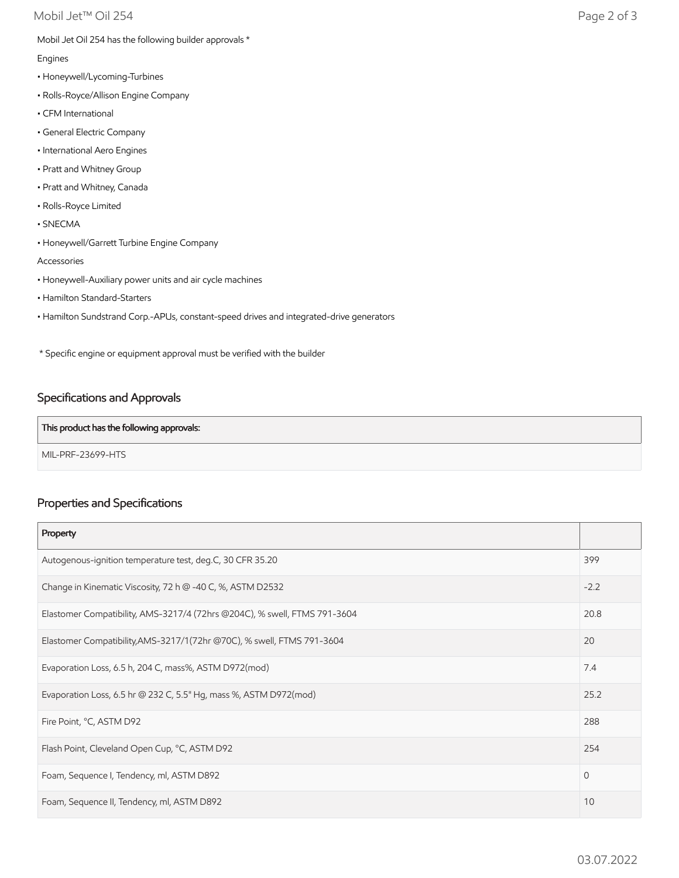Mobil Jet Oil 254 has the following builder approvals *

Engines

- Honeywell/Lycoming-Turbines
- Rolls-Royce/Allison Engine Company
- CFM International
- General Electric Company
- International Aero Engines
- Pratt and Whitney Group
- Pratt and Whitney, Canada
- Rolls-Royce Limited
- SNECMA
- Honeywell/Garrett Turbine Engine Company

Accessories

- Honeywell-Auxiliary power units and air cycle machines
- Hamilton Standard-Starters
- Hamilton Sundstrand Corp.-APUs, constant-speed drives and integrated-drive generators

* Specific engine or equipment approval must be verified with the builder

## Specifications and Approvals

| This product has the following approvals: |
| --- |
| MIL-PRF-23699-HTS |

## Properties and Specifications

| Property | |
| --- | --- |
| Autogenous-ignition temperature test, deg.C, 30 CFR 35.20 | 399 |
| Change in Kinematic Viscosity, 72 h @ -40 C, %, ASTM D2532 | -2.2 |
| Elastomer Compatibility, AMS-3217/4 (72hrs @204C), % swell, FTMS 791-3604 | 20.8 |
| Elastomer Compatibility,AMS-3217/1(72hr @70C), % swell, FTMS 791-3604 | 20 |
| Evaporation Loss, 6.5 h, 204 C, mass%, ASTM D972(mod) | 7.4 |
| Evaporation Loss, 6.5 hr @ 232 C, 5.5" Hg, mass %, ASTM D972(mod) | 25.2 |
| Fire Point, °C, ASTM D92 | 288 |
| Flash Point, Cleveland Open Cup, °C, ASTM D92 | 254 |
| Foam, Sequence I, Tendency, ml, ASTM D892 | 0 |
| Foam, Sequence II, Tendency, ml, ASTM D892 | 10 |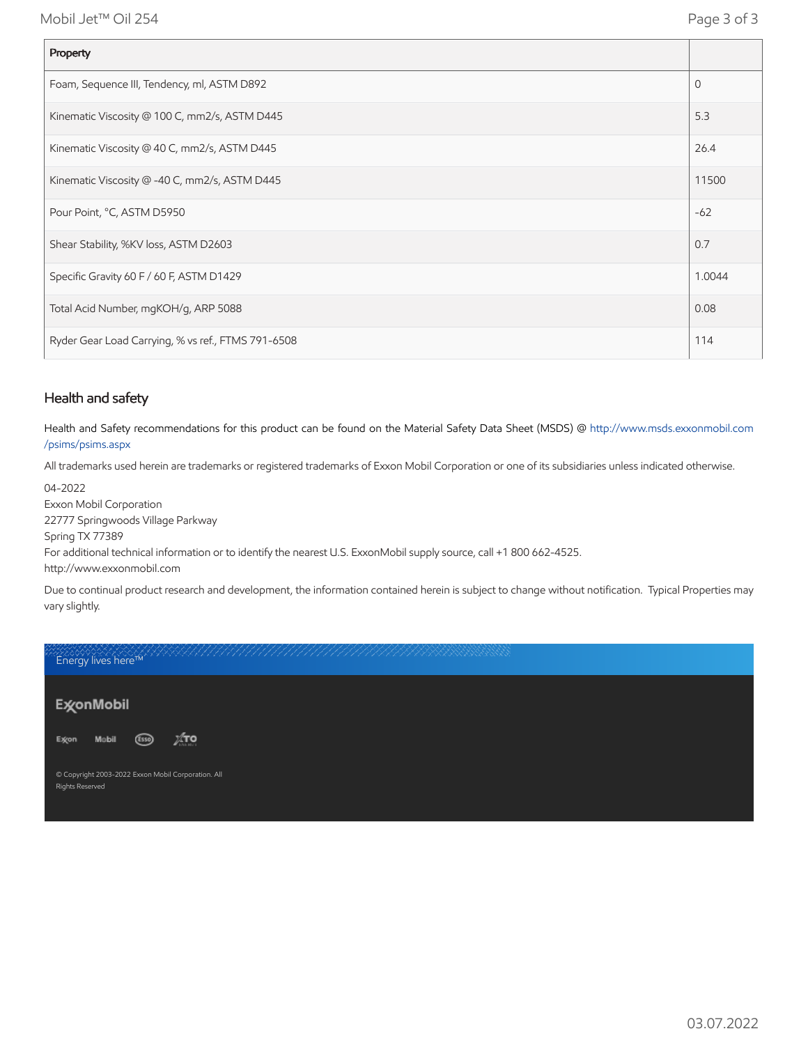| Property | |
|---|---|
| Foam, Sequence III, Tendency, ml, ASTM D892 | 0 |
| Kinematic Viscosity @ 100 C, mm2/s, ASTM D445 | 5.3 |
| Kinematic Viscosity @ 40 C, mm2/s, ASTM D445 | 26.4 |
| Kinematic Viscosity @ -40 C, mm2/s, ASTM D445 | 11500 |
| Pour Point, °C, ASTM D5950 | -62 |
| Shear Stability, %KV loss, ASTM D2603 | 0.7 |
| Specific Gravity 60 F / 60 F, ASTM D1429 | 1.0044 |
| Total Acid Number, mgKOH/g, ARP 5088 | 0.08 |
| Ryder Gear Load Carrying, % vs ref., FTMS 791-6508 | 114 |

## Health and safety

Health and Safety recommendations for this product can be found on the Material Safety Data Sheet (MSDS) @ http://www.msds.exxonmobil.com/psims/psims.aspx

All trademarks used herein are trademarks or registered trademarks of Exxon Mobil Corporation or one of its subsidiaries unless indicated otherwise.

04-2022
Exxon Mobil Corporation
22777 Springwoods Village Parkway
Spring TX 77389
For additional technical information or to identify the nearest U.S. ExxonMobil supply source, call +1 800 662-4525.
http://www.exxonmobil.com

Due to continual product research and development, the information contained herein is subject to change without notification. Typical Properties may vary slightly.

Energy lives here™

ExxonMobil

Exxon Mobil Esso XTO

© Copyright 2003-2022 Exxon Mobil Corporation. All Rights Reserved

03.07.2022